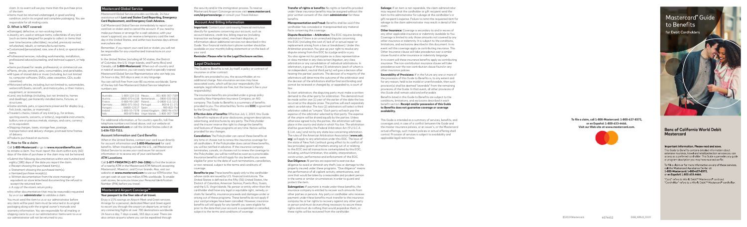claim. In no event will we pay more than the purchase price of the item.

- Items must be returned undamaged, in good working condition, and in its original and complete packaging. You are responsible for all mailing costs.

### D. What is NOT covered:

- Damaged, defective, or non-working items.
- Jewelry, art, used or antique items; collectibles of any kind (such as items designed for people to collect or items that over time become collectibles); recycled, previously owned, refurbished, rebuilt, or remanufactured items.
- Customized/personalized, rare, one of a kind, or special order items.
- Professional services, including workmanship, installation, professional advice/counseling, and technical support, or help line.
- Items purchased for resale, professional, or commercial use.
- Plants, shrubs, animals, pets, consumables, and perishables.
- All types of stored data or music (including but not limited to, computer software, DVDs, video cassettes, CDs, audio cassettes).
- Motorized vehicles, including, but not limited to, automobiles, watercraft/boats, aircraft, and motorcycles, or their motors, equipment, or accessories.
- Land, any buildings (including, but not limited to, homes and dwellings), permanently installed items, fixtures, or structures.
- Game animals, pets, or specimens preserved for display (e.g., fish, birds, reptiles, or mammals).
- Traveler's checks, tickets of any kind (e.g., for airlines, sporting events, concerts, or lottery), negotiable instruments, bullion, rare or precious metals, stamps, and coins, currency or its equivalent.
- Shipping charges, taxes, storage fees, postage, transportation and delivery charges; promised time frames of delivery.
- Products purchased at auctions.

### E. How to file a claim:

Call **1-800-Mastercard** or go to **www.mycardbenefits.com** to initiate a claim. You must report the claim within sixty (60) days of the date of purchase or the claim may not be honored.

- Submit the following documentation within one hundred and eighty (180) days of the date you report the claim:
  - o Receipt showing the purchased item(s).
  - o Statement showing the purchased item(s).
  - o Itemized purchase receipt(s).
  - o Written documentation from the store manager or equivalent on store letterhead documenting the refusal to accept the returned item.
  - o A copy of the store's return policy.
- Any other documentation that may be reasonably requested by us or our **administrator** to validate a claim.

You must send the item to us or our administrator before any claim will be paid. Item must be returned in its original packaging along with the original owner's manuals and warranty information. You are responsible for all mailing or shipping costs to us or our administrator. Items sent to us or our administrator will not be returned to you.

## Mastercard Global Service

Mastercard Global Service provides worldwide, 24-hour assistance with **Lost and Stolen Card Reporting, Emergency Card Replacement, and Emergency Cash Advance.**

Call Mastercard Global Service immediately to report your card lost or stolen and to cancel the account. If you need to make purchases or arrange for a cash advance, with your issuer's approval, you can receive a temporary card the next day in the United States, and within two business days almost everywhere else.

Remember, if you report your card lost or stolen, you will not be responsible for any unauthorized transactions on your account.

In the United States (including all 50 states, the District of Columbia, the U.S. Virgin Islands, and Puerto Rico) and Canada, call **1-800-Mastercard.** When out-of-country and in need of assistance, you can easily reach a specially trained Mastercard Global Service Representative who can help you 24 hours a day, 365 days a year, in any language.

You can call toll-free from over 80 countries worldwide. Some of the key toll-free Mastercard Global Service telephone numbers are:

| | | | |
|---|---|---|---|
| Australia | 1-800-120-113 | Mexico | 001-800-307-7309 |
| Austria | 0800-070-6138 | Netherlands | 0800-022-5821 |
| France | 0-800-90-1387 | Poland | 0-0800-111-1211 |
| Germany | 0800-071-3542 | Portugal | 800-8-11-272 |
| Hungary | 06800-12517 | Spain | 900-822-756 |
| Ireland | 1-800-55-7378 | United Kingdom | 0800-96-4767 |
| Italy | 800-870-866 | Virgin Islands | 1-800-307-7309 |

For additional information, or for country-specific, toll-free telephone numbers not listed above, visit our website at **www.mastercard.com** or call the United States collect at **1-636-722-7111.**

### Account Information and Card Benefits

When in the United States, contact your card issuer directly for account information and **1-800-Mastercard** for card benefits. When traveling outside the U.S., call Mastercard Global Service to access your card issuer for account information or to access any of your card benefits.

### ATM Locations

Call **1-877-FINDATM (1-877-346-3286)** to find the location of a nearby ATM in the Mastercard ATM Network accepting Mastercard®, Maestro®, and Cirrus® brands. Also, visit our website at **www.mastercard.com** to use our ATM locator. You can get cash at over two million ATMs worldwide. To enable cash access, be sure you know your Personal Identification Number (PIN) before you travel.

## Mastercard Airport Concierge™

### Your passport to the finer side of air travel.

Enjoy a 15% savings on Airport Meet and Greet services. Arrange for a personal, dedicated Meet and Greet agent to escort you through the airport on departure, arrival or any connecting flights at over 700 destinations worldwide 24 hours a day, 7 days a week, 365 days a year. There are also certain airports where you can be expedited through the security and/or the immigration process. To reserve Mastercard Airport Concierge services visit **www.mastercard.com/airportconcierge** or consult your Travel Advisor.

## Account And Billing Information

**Important:** Contact your card-issuing financial institution directly for questions concerning your account, such as account balance, credit line, billing inquiries (including transaction exchange rates), merchant disputes, or information about additional services not described in this Guide. Your financial institution's phone number should be available on your monthly billing statement or on the back of your card.

**Reminder: Please refer to the Legal Disclosure section.**

## Legal Disclosure

This Guide to Benefits is not, by itself, a policy or contract of insurance or other contract.

Benefits are provided to you, the accountholder, at no additional charge. Non-insurance services may have associated costs, which will be your responsibility (for example, legal referrals are free, but the lawyer's fee is your responsibility).

The insurance benefits are provided under a group policy issued by New Hampshire Insurance Company, an AIG company. This Guide to Benefits is a summary of benefits provided to you. The attached Key Terms and **EOC** is governed by the Group Policy.

**Effective date of benefits:** Effective July 1, 2019, this Guide to Benefits replaces all prior disclosures, program descriptions, advertising, and brochures by any party. The Policyholder and the insurer reserve the right to change the benefits and features of these programs at any time. Notice will be provided for any changes.

**Cancellation:** The Policyholder can cancel these benefits at any time or choose not to renew the insurance coverage for all cardholders. If the Policyholder does cancel these benefits, you will be notified in advance. If the insurance company terminates, cancels, or chooses not to renew the coverage to the Policyholder, you will be notified as soon as is practicable. Insurance benefits will still apply for any benefits you were eligible for prior to the date of such terminations, cancellation, or non-renewal, subject to the terms and conditions of coverage.

**Benefits to you:** These benefits apply only to the cardholder whose cards are issued by U.S. financial institutions. The United States is defined as the fifty (50) United States, the District of Columbia, American Samoa, Puerto Rico, Guam, and the U.S. Virgin Islands. No person or entity other than the cardholder shall have any legal or equitable right, remedy, or claim for benefits, insurance proceeds and damages under or arising out of these programs. These benefits do not apply if your card privileges have been cancelled. However, insurance benefits will still apply for any benefit you were eligible for prior to the date that your account is suspended or cancelled, subject to the terms and conditions of coverage.

**Transfer of rights or benefits:** No rights or benefits provided under these insurance benefits may be assigned without the prior written consent of the claim **administrator** for these benefits.

**Misrepresentation and Fraud:** Benefits shall be void if the cardholder has concealed or misrepresented any material facts concerning this coverage.

**Dispute Resolution – Arbitration:** The EOC requires binding arbitration if there is an unresolved dispute concerning this EOC (including the cost of, lack of or actual repair or replacement arising from a loss or breakdown). Under this Arbitration provision, You give up your right to resolve any dispute arising from this EOC by a judge and/or a jury. You also agree not to participate as a class representative or class member in any class action litigation, any class arbitration or any consolidation of individual arbitrations. In arbitration, a group of three (3) arbitrators (each of whom is an independent, neutral third party) will give a decision after hearing the parties' positions. The decision of a majority of the arbitrators will determine the outcome of the arbitration and the decision of the arbitrators shall be final and binding and cannot be reviewed or changed by, or appealed to, a court of law.

To start arbitration, the disputing party must make a written demand to the other party for arbitration. This demand must be made within one (1) year of the earlier of the date the loss occurred or the dispute arose. The parties will each separately select an arbitrator. The two (2) arbitrators will select a third arbitrator called an "umpire." Each party will each pay the expense of the arbitrator selected by that party. The expense of the umpire will be shared equally by the parties. Unless otherwise agreed to by the parties, the arbitration will take place in the county and state in which You live. The arbitration shall be governed by the Federal Arbitration Act (9 U.S.C.A. § 1 et. seq.) and not by any state law concerning arbitration. The rules of the American Arbitration Association (**www.adr.org**) will apply to any arbitration under this EOC. The laws of the state of New York (without giving effect to its conflict of law principles) govern all matters arising out of or relating to this EOC and all transactions contemplated by this EOC, including, without limitation, the validity, interpretation, construction, performance and enforcement of this EOC.

**Due Diligence:** All parties are expected to exercise due diligence to avoid or diminish any theft, loss or damage to the property insured under these programs. "Due diligence" means the performance of all vigilant activity, attentiveness, and care that would be taken by a reasonable and prudent person in the same or similar circumstances in order to guard and protect the item.

**Subrogation:** If payment is made under these benefits, the insurance company is entitled to recover such amounts from other parties or persons. Any party or cardholder who receives payment under these benefits must transfer to the insurance company his or her rights to recovery against any other party or person and must do everything necessary to secure these rights and must do nothing that would jeopardize them, or these rights will be recovered from the cardholder.

**Salvage:** If an item is not repairable, the claim administrator may request that the cardholder or gift recipient send the item to the administrator for salvage at the cardholder's or gift recipient's expense. Failure to remit the requested item for salvage to the claim administrator may result in denial of the claim.

**Other Insurance:** Coverage is secondary to and in excess of any other applicable insurance or indemnity available to You. Coverage is limited to only those amounts not covered by any other insurance or indemnity. It is subject to the conditions, limitations, and exclusions described in this document. In no event will this coverage apply as contributing insurance. This Other Insurance clause will take precedence over a similar clause found in other insurance or indemnity language.

In no event will these insurance benefits apply as contributing insurance. The non-contribution insurance clause will take precedence over the non-contribution clause found in any other insurance policies.

**Severability of Provisions:** If in the future any one or more of the provisions of this Guide to Benefits is, to any extent and for any reason, held to be invalid or unenforceable, then such provision(s) shall be deemed "severable" from the remaining provisions of the Guide. In that event, all other provisions of this Guide shall remain valid and enforceable.

Benefits listed in this Guide to Benefits are subject to the conditions, limitations, and exclusions described in each benefit section. **Receipt and/or possession of this Guide to Benefits does not guarantee coverage or coverage availability.**

This Guide is intended as a summary of services, benefits, and coverages and, in case of a conflict between the Guide and the master insurance policies, or an issuer's, or the Mastercard actual offerings, such master policies or actual offering shall control. Provision of services is subject to availability and applicable legal restrictions.

**To file a claim, call 1-800-Mastercard: 1-800-627-8372, or en Español: 1-800-633-4466. Visit our Web site at www.mastercard.com.**

©2019 Mastercard. 4074452 DEB_WRLD_0319

# Mastercard® Guide to Benefits

for Debit Cardholders

## Banc of California World Debit Mastercard

**Important information. Please read and save.**

This Guide to Benefits contains detailed information about extensive insurance, travel and retail protection services you can access as a preferred cardholder. This Guide supersedes any guide or program description you may have received earlier.

To file a claim or for more information on any of these services, call the Mastercard Assistance Center at **1-800-Mastercard: 1-800-627-8372,** or **en Español: 1-800-633-4466.**

"Card" refers to World Debit™ Mastercard® card and "Cardholder" refers to a World Debit™ Mastercard® cardholder.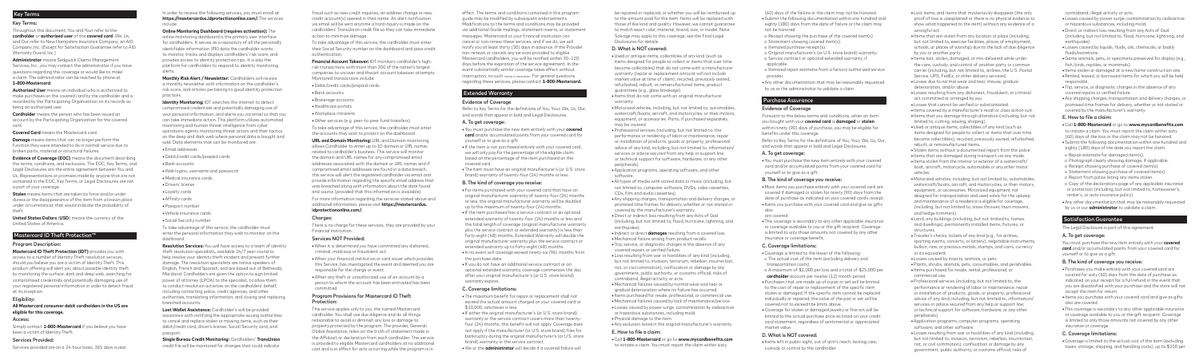## Key Terms

### Key Terms:

Throughout this document, You and Your refer to the **cardholder** or **authorized user** of the **covered card**. We, Us, and Our refer to New Hampshire Insurance Company, an AIG Company, Inc. (Except for Satisfaction Guarantee refer to AIG Warranty Guard, Inc.)

**Administrator** means Sedgwick Claims Management Services, Inc., you may contact the administrator if you have questions regarding this coverage or would like to make a claim. The administrator can be reached by phone at: **1-800-Mastercard**

**Authorized User** means an individual who is authorized to make purchases on the covered card by the cardholder and is recorded by the Participating Organization on its records as being an authorized user.

**Cardholder** means the person who has been issued an account by the Participating Organization for the covered card.

**Covered Card** means the Mastercard card.

**Damage** means items that can no longer perform the function they were intended to do in normal service due to broken parts, material or structural failures.

**Evidence of Coverage (EOC)** means the document describing the terms, conditions, and exclusions. The EOC, Key Terms, and Legal Disclosures are the entire agreement between You and Us. Representations or promises made by anyone that are not contained in the EOC, Key Terms, or Legal Disclosures are not a part of your coverage.

**Stolen** means items that are taken by force and/or under duress or the disappearance of the item from a known place under circumstances that would indicate the probability of theft.

**United States Dollars** (**USD**) means the currency of the United States of America.

## Mastercard ID Theft Protection™

### Program Description:

**Mastercard ID Theft Protection (IDT)** provides you with access to a number of Identity Theft resolution services, should you believe you are a victim of Identity Theft. This product offering will alert you about possible identity theft by monitoring the surface, dark and deep web, searching for compromised credentials and potentially damaging use of your registered personal information in order to detect fraud at its inception.

### Eligibility:

**All Mastercard consumer debit cardholders in the US are eligible for this coverage.**

### Access:

Simply contact **1-800-Mastercard** if you believe you have been a victim of Identity Theft.

### Services Provided:

Services provided are on a 24-hour basis, 365 days a year.

In order to receive the following services, you must enroll at: **https://mastercardus.idprotectiononline.com/.** The services include:

**Online Monitoring Dashboard (requires activation):** The online monitoring dashboard is the primary user interface for cardholders. It serves as a repository of all the personally identifiable information (PII) data the cardholder wants to monitor, tracks and displays cardholders' risk score, and provides access to identity protection tips. It is also the platform for cardholders to respond to identity monitoring alerts.

**Monthly Risk Alert / Newsletter:** Cardholders will receive a monthly newsletter with information on the cardholder's risk score, and articles pertaining to good identity protection practices.

**Identity Monitoring:** IDT searches the internet to detect compromised credentials and potentially damaging use of your personal information, and alerts you via email so that you can take immediate action. This platform utilizes automated monitoring and human threat intelligence from cyber operations agents monitoring threat actors and their tactics on the deep and dark web where personal data is bought and sold. Data elements that can be monitored are:

- Email addresses
- Debit/credit cards/prepaid cards
- Bank accounts
- Web logins; username and password
- Medical insurance cards
- Drivers' license
- Loyalty cards
- Affinity cards
- Passport number
- Vehicle insurance cards
- Social Security number

To take advantage of this service, the cardholder must enter the personal information they wish to monitor on the dashboard.

**Resolution Services:** You will have access to a team of identity theft resolution specialists, available 24/7 year-round to help resolve your identity theft incident and prevent further damage. The resolution specialists are native speakers of English, French and Spanish, and are based out of Bethesda, Maryland. Cardholders are given the option to sign limited power of attorney (LPOA) to the specialist, to allow them to conduct resolution activities on the cardholders' behalf, including contacting police, credit agencies, and other authorities, translating information, and closing and replacing breached accounts.

**Lost Wallet Assistance:** Cardholder's will be provided assistance with notifying the appropriate issuing authorities to cancel and replace stolen or missing items, such as their debit/credit card, driver's license, Social Security card, and passport.

**Single Bureau Credit Monitoring:** Cardholders' **TransUnion** credit file will be monitored for changes that could indicate fraud such as new credit inquiries, an address change or new credit account(s) opened in their name. An alert notification via email will be sent anytime a hard inquiry is made on the cardholders' TransUnion credit file so they can take immediate action to minimize damage.

To take advantage of this service, the cardholder must enter their Social Security number on the dashboard and pass credit authentication.

**Financial Account Takeover:** IDT monitors cardholder's high-risk transactions with more than 300 of the nation's largest companies to uncover and thwart account takeover attempts. Monitored transactions include:

- Debit/credit cards/prepaid cards
- Bank accounts
- Brokerage accounts
- Healthcare portals
- Workplace intranets
- Other services (e.g. peer-to-peer fund transfers)

To take advantage of this service, the cardholder must enter the accounts they want to protect on the dashboard.

**URL and Domain Monitoring:** URL and Domain monitoring allows Cardholder to enter up to 10 domain or URL names related to cardholder's business. This service will monitor the domain and URL names for any compromised email addresses associated with the domain or URL names and if compromised email addresses are found in a data breach, the service will alert the registered cardholder via email and provide information regarding the specific email address that was breached along with information about the date found and source (provided that this information is available).

For more information regarding the services stated above and additional information, please visit **https://mastercardus.idprotectiononline.com/.**

### Charges:

There is no charge for these services, they are provided by your Financial Institution.

### Services NOT Provided:

- When it is determined you have committed any dishonest, criminal, malicious or fraudulent act.
- When your financial institution or card issuer which provides this Service, has investigated the event and deemed you are responsible for the charge or event.
- When any theft or unauthorized use of an account by a person to whom the account has been entrusted has been committed.

### Program Provisions for Mastercard ID Theft Protection:

This service applies only to you, the named Mastercard cardholder. You shall use due diligence and do all things reasonable to avoid or diminish any loss or damage to property protected by the program. The provider, Generali Global Assistance, relies on the truth of statement made in the Affidavit or declaration from each cardholder. This service is provided to eligible Mastercard cardholders at no additional cost and is in effect for acts occurring while the program is in effect. The terms and conditions contained in this program guide may be modified by subsequent endorsements. Modifications to the terms and conditions may be provided via additional Guide mailings, statement inserts, or statement messages. Mastercard or your financial institution can cancel or non-renew these services, and if we do, we will notify you at least thirty (30) days in advance. If the Provider non-renews or cancels any services provided to eligible Mastercard cardholders, you will be notified within 30–120 days before the expiration of the service agreement. In the event substantially similar coverage takes effect without interruption, no such notice is necessary. For general questions regarding these services, please contact **1-800-Mastercard.**

## Extended Warranty

### Evidence of Coverage

Refer to Key Terms for the definitions of You, Your, We, Us, Our, and words that appear in bold and Legal Disclosures.

### A. To get coverage:

- You must purchase the new item entirely with your **covered card** and/or accumulated points from your covered card for yourself or to give as a gift.
- If the item is not purchased entirely with your covered card, we will only pay for the percentage of the eligible claim based on the percentage of the item purchased on the covered card.
- The item must have an original manufacturer's (or U.S. store brand) warranty of twenty-four (24) months or less.

### B. The kind of coverage you receive:

- For items purchased with your covered card that have an original manufacturer warranty of twenty-four (24) months or less, the original manufacturer warranty will be doubled up to the maximum of twenty-four (24) months.
- If the item purchased has a service contract or an optional extended warranty of twenty-four (24) months or less and the total length of coverage (original manufacturer's warranty plus the service contract or extended warranty) is less than forty-eight (48) months, Extended Warranty will double the original manufacturer warranty plus the service contract or extended warranty up to forty-eight (48) months.
- In no event will coverage exceed ninety-six (96) months from the purchase date.
- If you do not have an additional service contract or an optional extended warranty, coverage commences the day after your original manufacturer's (or U.S. store brand) warranty expires.

### C. Coverage limitations:

- The maximum benefit for repair or replacement shall not exceed the actual amount charged on your covered card or $10,000, whichever is less.
- If either the original manufacturer's (or U.S. store brand) warranty or the service contract covers more than twenty-four (24) months, this benefit will not apply. Coverage does not apply if the manufacturer (or U.S. store brand) files for bankruptcy during the original manufacturer's (or U.S. store brand) warranty or the service contract.
- We or the **administrator** will decide if a covered failure will be repaired or replaced, or whether you will be reimbursed up to the amount paid for the item. Items will be replaced with those of like kind and quality. However, we cannot guarantee to match exact color, material, brand, size, or model. Note: Salvage may apply to this coverage; see the Final Legal Disclosures for details.

### D. What is NOT covered:

- Used or antique items; collectibles of any kind (such as items designed for people to collect or items that over time become collectibles) that do not come with a manufacturer warranty (repair or replacement amount will not include market value at time of claim); recycled, previously owned, refurbished, rebuilt, or remanufactured items; product guarantees (e.g., glass breakage).
- Items that do not come with an original manufacturer warranty.
- Motorized vehicles, including, but not limited to, automobiles, watercraft/boats, aircraft, and motorcycles, or their motors, equipment, or accessories. Parts, if purchased separately, may be covered.
- Professional services (including, but not limited to, the performance or rendering of labor or maintenance, repair or installation of products, goods, or property; professional advice of any kind, including, but not limited to, information/services or advice secured from any help or support line; or technical support for software, hardware, or any other peripherals).
- Application programs, operating software, and other software.
- All types of media with stored data or music (including, but not limited to, computer software, DVDs, video cassettes, CDs, film and audio cassettes).
- Any shipping charges, transportation and delivery charges, or promised time frames for delivery, whether or not stated or covered by the manufacturer's warranty.
- Direct or indirect loss resulting from any Acts of God (including, but not limited to, flood, hurricane, lightning, and earthquake).
- Indirect or direct **damages** resulting from a covered loss.
- Mechanical failure arising from product recalls.
- Trip, service, or diagnostic charges in the absence of any covered repairs or verified failure.
- Loss resulting from war or hostilities of any kind (including, but not limited to, invasion, terrorism, rebellion, insurrection, riot, or civil commotion); confiscation or damage by any government, public authority, or customs official; risks of contraband; illegal activity or acts.
- Mechanical failures caused by normal wear and tear or gradual deterioration where no failure has occurred.
- Items purchased for resale, professional, or commercial use.
- Mechanical failures caused by lack of maintenance/service.
- Losses caused by power surge, contamination by radioactive or hazardous substances, including mold.
- Physical damage to the item.
- Any exclusion listed in the original manufacturer's warranty.

### E. How to file a claim:

- Call **1-800-Mastercard** or go to **www.mycardbenefits.com** to initiate a claim. You must report the claim within sixty (60) days of the failure or the claim may not be honored.
- Submit the following documentation within one hundred and eighty (180) days from the date of failure or the claim may not be honored:
  - Receipt showing the purchase of the covered item(s).
  - Statement showing covered item(s).
  - Itemized purchase receipt(s).
  - Original manufacturer's (or U.S. store brand) warranty.
  - Service contract or optional extended warranty, if applicable.
  - Itemized repair estimate from a factory authorized service provider.
- Any other documentation that may be reasonably requested by us or the administrator to validate a claim.

## Purchase Assurance

### Evidence of Coverage

Pursuant to the below terms and conditions, when an item you bought with your **covered card** is **damaged** or **stolen** within ninety (90) days of purchase, you may be eligible for benefits under this coverage.

Refer to Key Terms for the definitions of You, Your, We, Us, Our, and words that appear in bold and Legal Disclosures.

### A. To get coverage:

- You must purchase the new item entirely with your covered card and/or accumulated points from your covered card for yourself or to give as a gift.

### B. The kind of coverage you receive:

- Most items you purchase entirely with your covered card are covered if damaged or stolen for ninety (90) days from the date of purchase as indicated on your covered card's receipt.
- Items you purchase with your covered card and give as gifts also are covered.
- The coverage is secondary to any other applicable insurance or coverage available to you or the gift recipient. Coverage is limited to only those amounts not covered by any other insurance or coverage benefit.

### C. Coverage limitations:

- Coverage is limited to the lesser of the following:
  - The actual cost of the item (excluding delivery and transportation costs).
  - A maximum of $1,000 per loss and a total of $25,000 per **cardholder** account per twelve (12) month period.
- Purchases that are made up of a pair or set will be limited to the cost of repair or replacement of the specific item stolen or damaged. If the specific item cannot be replaced individually or repaired, the value of the pair or set will be covered not to exceed the limits above.
- Coverage for stolen or damaged jewelry or fine art will be limited to the actual purchase price as listed on your credit card statement, regardless of sentimental or appreciated market value.

### D. What is NOT covered:

- Items left in public sight, out of arm's reach, lacking care, custody or control by the cardholder.
- Lost items, and items that mysteriously disappear (the only proof of loss is unexplained or there is no physical evidence to show what happened to the item) without any evidence of a wrongful act.
- Items that are stolen from any location or place (including, but not limited to, exercise facilities, places of employment, schools, or places of worship) due to the lack of due diligence by you or another party.
- Items lost, stolen, damaged, or mis-delivered while under the care, custody, and control of another party or common carrier (including, but not limited to, airlines, the U.S. Postal Service, UPS, FedEx, or other delivery services).
- Losses due to normal wear and tear, misuse, gradual deterioration, and/or abuse.
- Losses resulting from any dishonest, fraudulent, or criminal act committed or arranged by you.
- Losses that cannot be verified or substantiated.
- Items covered by a manufacturer's recall or class action suit.
- Items that you damage through alteration (including, but not limited to, cutting, sawing, shaping).
- Used or antique items; collectibles of any kind (such as items designed for people to collect or items that over time become collectibles); recycled, previously owned, refurbished, rebuilt, or remanufactured items.
- Stolen items without a documented report from the police.
- Items that are damaged during transport via any mode.
- Items stolen from the interior or exterior of a watercraft/boat, aircraft, motorcycle, automobile or any other motor vehicles.
- Motorized vehicles, including, but not limited to, automobiles, watercraft/boats, aircraft, and motorcycles, or their motors, equipment, or accessories. Motorized equipment not designed for transportation and used solely for the upkeep and maintenance of a residence is eligible for coverage, (including, but not limited to, snow throwers, lawn mowers, and hedge trimmers).
- Land, any buildings (including, but not limited to, homes and dwellings), permanently installed items, fixtures, or structures.
- Traveler's checks, tickets of any kind (e.g., for airlines, sporting events, concerts, or lottery), negotiable instruments, bullion, rare, or precious metals, stamps, and coins, currency or its equivalent.
- Losses caused by insects, animals, or pets.
- Plants, shrubs, animals, pets, consumables, and perishables.
- Items purchased for resale, rental, professional, or commercial use.
- Professional services (including, but not limited to, the performance or rendering of labor or maintenance; repair or installation of products, goods, or property; professional advice of any kind, including, but not limited to, information/services or advice secured from any help or support line; or technical support for software, hardware, or any other peripherals).
- Application programs, computer programs, operating software, and other software.
- Losses resulting from war or hostilities of any kind (including, but not limited to, invasion, terrorism, rebellion, insurrection, riot, or civil commotion); confiscation or damage by any government, public authority, or customs official; risks of contraband; illegal activity or acts.
- Losses caused by power surge, contamination by radioactive or hazardous substances, including mold.
- Direct or indirect loss resulting from Acts of God (including, but not limited to, flood, hurricane, lightning, and earthquake).
- Losses caused by liquids, fluids, oils, chemicals, or bodily fluids/excretions.
- Game animals, pets, or specimens preserved for display (e.g., fish, birds, reptiles, or mammals).
- Items stolen or damaged at a new home construction site.
- Rented, leased, or borrowed items for which you will be held responsible.
- Trip, service, or diagnostic charges in the absence of any covered repairs or verified failure.
- Any shipping charges, transportation and delivery charges, or promised time frames for delivery, whether or not stated or covered by the manufacturer's warranty.

### E. How to file a claim:

- Call **1-800-Mastercard** or go to **www.mycardbenefits.com** to initiate a claim. You must report the claim within sixty (60) days of the loss or the claim may not be honored.
- Submit the following documentation within one hundred and eighty (180) days of the loss or the claim may not be honored:
  - Repair estimate for damaged item(s).
  - Photograph clearly showing damage, if applicable.
  - Receipt showing purchase of covered item(s).
  - Statement showing purchase of covered item(s).
  - Report from police listing any items stolen.
  - Copy of the declarations page of any applicable insurance or protection (including, but not limited to, homeowner's, renter's, or auto insurance policy).
- Any other documentation that may be reasonably requested by us or our **administrator** to validate a claim.

## Satisfaction Guarantee

The Legal Disclosure is part of this agreement.

### A. To get coverage:

You must purchase the new item entirely with your **covered card** and/or accumulated points from your covered card for yourself or to give as a gift.

### B. The kind of coverage you receive:

- Purchases you make entirely with your covered card are covered for sixty (60) days from the date of purchase as indicated on your receipt for a full refund in the event that you are dissatisfied with your purchase and the store will not accept the item for return.
- Items you purchase with your covered card and give as gifts also are covered.
- The coverage is secondary to any other applicable insurance or coverage available to you or the gift recipient. Coverage is limited to only those amounts not covered by any other insurance or coverage.

### C. Coverage limitations:

- Coverage is limited to the actual cost of the item (excluding taxes, storage, shipping, and handling costs), up to $250 per